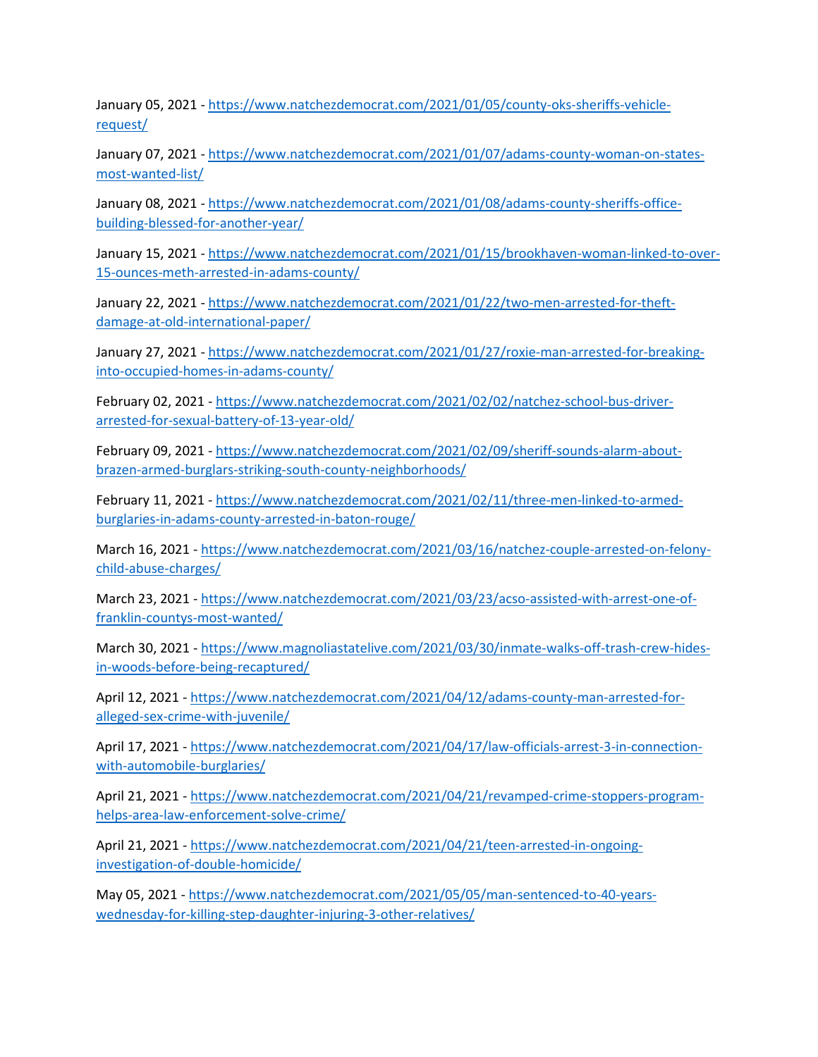January 05, 2021 - https://www.natchezdemocrat.com/2021/01/05/county-oks-sheriffs-vehicle-request/

January 07, 2021 - https://www.natchezdemocrat.com/2021/01/07/adams-county-woman-on-states-most-wanted-list/

January 08, 2021 - https://www.natchezdemocrat.com/2021/01/08/adams-county-sheriffs-office-building-blessed-for-another-year/

January 15, 2021 - https://www.natchezdemocrat.com/2021/01/15/brookhaven-woman-linked-to-over-15-ounces-meth-arrested-in-adams-county/

January 22, 2021 - https://www.natchezdemocrat.com/2021/01/22/two-men-arrested-for-theft-damage-at-old-international-paper/

January 27, 2021 - https://www.natchezdemocrat.com/2021/01/27/roxie-man-arrested-for-breaking-into-occupied-homes-in-adams-county/

February 02, 2021 - https://www.natchezdemocrat.com/2021/02/02/natchez-school-bus-driver-arrested-for-sexual-battery-of-13-year-old/

February 09, 2021 - https://www.natchezdemocrat.com/2021/02/09/sheriff-sounds-alarm-about-brazen-armed-burglars-striking-south-county-neighborhoods/

February 11, 2021 - https://www.natchezdemocrat.com/2021/02/11/three-men-linked-to-armed-burglaries-in-adams-county-arrested-in-baton-rouge/

March 16, 2021 - https://www.natchezdemocrat.com/2021/03/16/natchez-couple-arrested-on-felony-child-abuse-charges/

March 23, 2021 - https://www.natchezdemocrat.com/2021/03/23/acso-assisted-with-arrest-one-of-franklin-countys-most-wanted/

March 30, 2021 - https://www.magnoliastatelive.com/2021/03/30/inmate-walks-off-trash-crew-hides-in-woods-before-being-recaptured/

April 12, 2021 - https://www.natchezdemocrat.com/2021/04/12/adams-county-man-arrested-for-alleged-sex-crime-with-juvenile/

April 17, 2021 - https://www.natchezdemocrat.com/2021/04/17/law-officials-arrest-3-in-connection-with-automobile-burglaries/

April 21, 2021 - https://www.natchezdemocrat.com/2021/04/21/revamped-crime-stoppers-program-helps-area-law-enforcement-solve-crime/

April 21, 2021 - https://www.natchezdemocrat.com/2021/04/21/teen-arrested-in-ongoing-investigation-of-double-homicide/

May 05, 2021 - https://www.natchezdemocrat.com/2021/05/05/man-sentenced-to-40-years-wednesday-for-killing-step-daughter-injuring-3-other-relatives/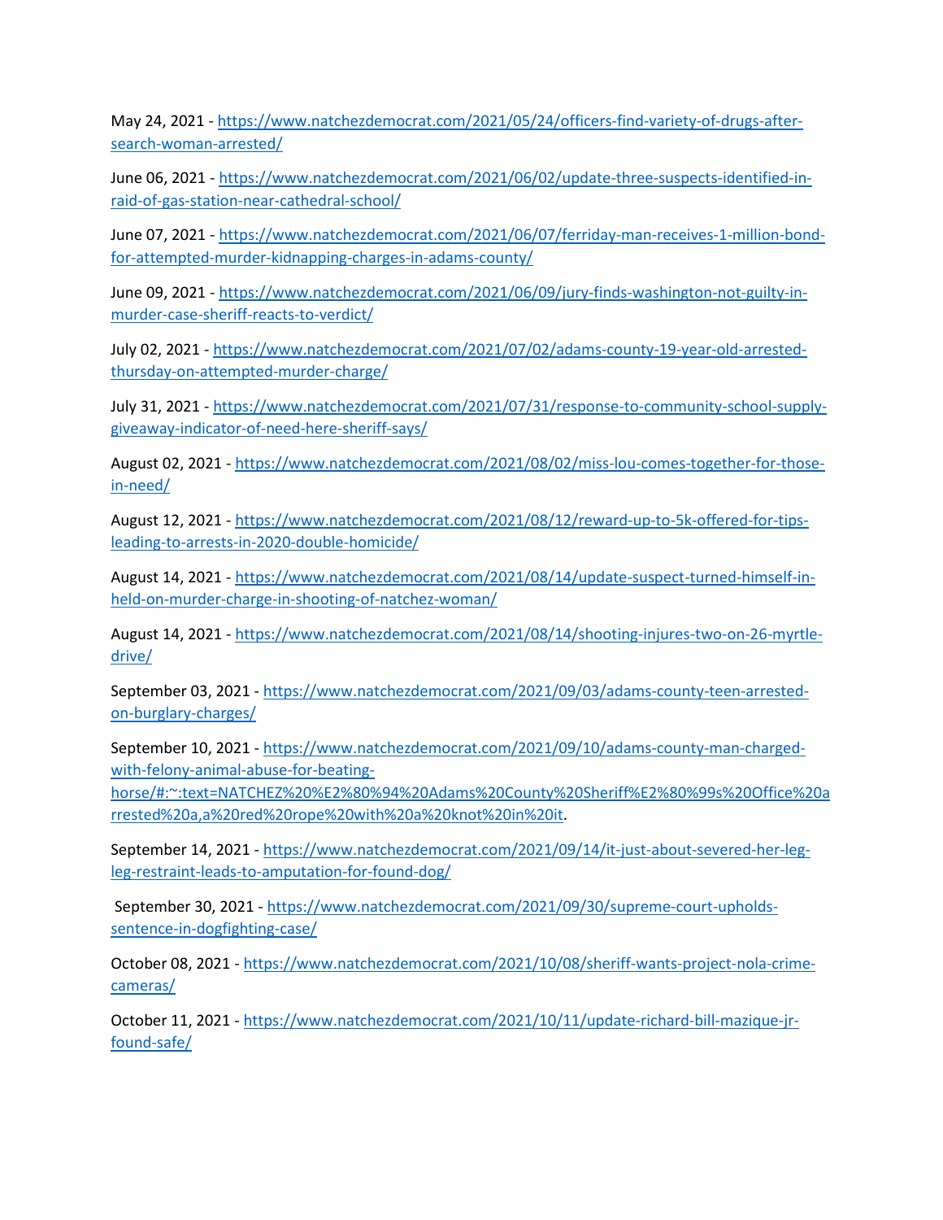May 24, 2021 - https://www.natchezdemocrat.com/2021/05/24/officers-find-variety-of-drugs-after-search-woman-arrested/

June 06, 2021 - https://www.natchezdemocrat.com/2021/06/02/update-three-suspects-identified-in-raid-of-gas-station-near-cathedral-school/

June 07, 2021 - https://www.natchezdemocrat.com/2021/06/07/ferriday-man-receives-1-million-bond-for-attempted-murder-kidnapping-charges-in-adams-county/

June 09, 2021 - https://www.natchezdemocrat.com/2021/06/09/jury-finds-washington-not-guilty-in-murder-case-sheriff-reacts-to-verdict/

July 02, 2021 - https://www.natchezdemocrat.com/2021/07/02/adams-county-19-year-old-arrested-thursday-on-attempted-murder-charge/

July 31, 2021 - https://www.natchezdemocrat.com/2021/07/31/response-to-community-school-supply-giveaway-indicator-of-need-here-sheriff-says/

August 02, 2021 - https://www.natchezdemocrat.com/2021/08/02/miss-lou-comes-together-for-those-in-need/

August 12, 2021 - https://www.natchezdemocrat.com/2021/08/12/reward-up-to-5k-offered-for-tips-leading-to-arrests-in-2020-double-homicide/

August 14, 2021 - https://www.natchezdemocrat.com/2021/08/14/update-suspect-turned-himself-in-held-on-murder-charge-in-shooting-of-natchez-woman/

August 14, 2021 - https://www.natchezdemocrat.com/2021/08/14/shooting-injures-two-on-26-myrtle-drive/

September 03, 2021 - https://www.natchezdemocrat.com/2021/09/03/adams-county-teen-arrested-on-burglary-charges/

September 10, 2021 - https://www.natchezdemocrat.com/2021/09/10/adams-county-man-charged-with-felony-animal-abuse-for-beating-horse/#:~:text=NATCHEZ%20%E2%80%94%20Adams%20County%20Sheriff%E2%80%99s%20Office%20arrested%20a,a%20red%20rope%20with%20a%20knot%20in%20it.

September 14, 2021 - https://www.natchezdemocrat.com/2021/09/14/it-just-about-severed-her-leg-leg-restraint-leads-to-amputation-for-found-dog/

September 30, 2021 - https://www.natchezdemocrat.com/2021/09/30/supreme-court-upholds-sentence-in-dogfighting-case/

October 08, 2021 - https://www.natchezdemocrat.com/2021/10/08/sheriff-wants-project-nola-crime-cameras/

October 11, 2021 - https://www.natchezdemocrat.com/2021/10/11/update-richard-bill-mazique-jr-found-safe/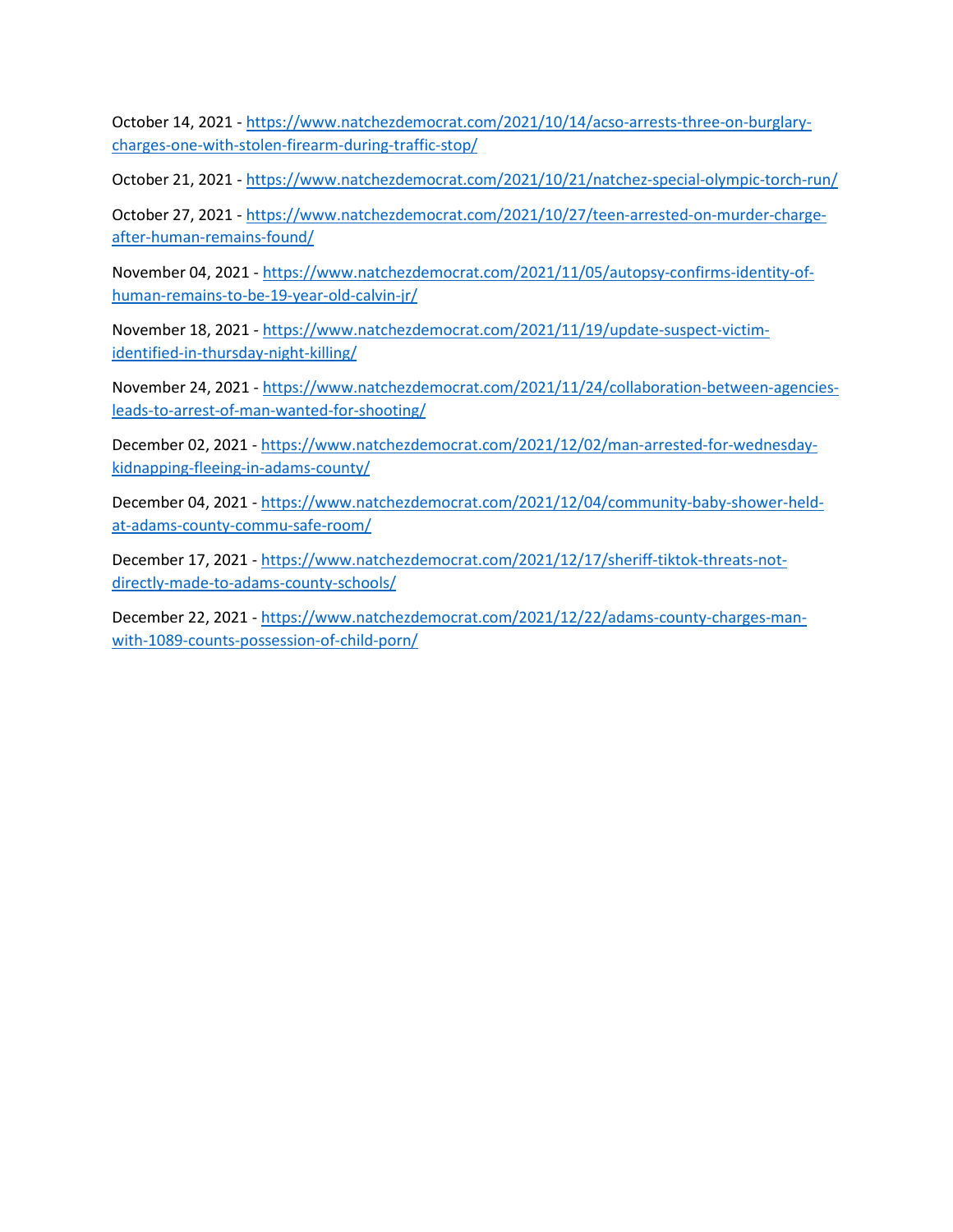October 14, 2021 - https://www.natchezdemocrat.com/2021/10/14/acso-arrests-three-on-burglary-charges-one-with-stolen-firearm-during-traffic-stop/

October 21, 2021 - https://www.natchezdemocrat.com/2021/10/21/natchez-special-olympic-torch-run/

October 27, 2021 - https://www.natchezdemocrat.com/2021/10/27/teen-arrested-on-murder-charge-after-human-remains-found/

November 04, 2021 - https://www.natchezdemocrat.com/2021/11/05/autopsy-confirms-identity-of-human-remains-to-be-19-year-old-calvin-jr/

November 18, 2021 - https://www.natchezdemocrat.com/2021/11/19/update-suspect-victim-identified-in-thursday-night-killing/

November 24, 2021 - https://www.natchezdemocrat.com/2021/11/24/collaboration-between-agencies-leads-to-arrest-of-man-wanted-for-shooting/

December 02, 2021 - https://www.natchezdemocrat.com/2021/12/02/man-arrested-for-wednesday-kidnapping-fleeing-in-adams-county/

December 04, 2021 - https://www.natchezdemocrat.com/2021/12/04/community-baby-shower-held-at-adams-county-commu-safe-room/

December 17, 2021 - https://www.natchezdemocrat.com/2021/12/17/sheriff-tiktok-threats-not-directly-made-to-adams-county-schools/

December 22, 2021 - https://www.natchezdemocrat.com/2021/12/22/adams-county-charges-man-with-1089-counts-possession-of-child-porn/